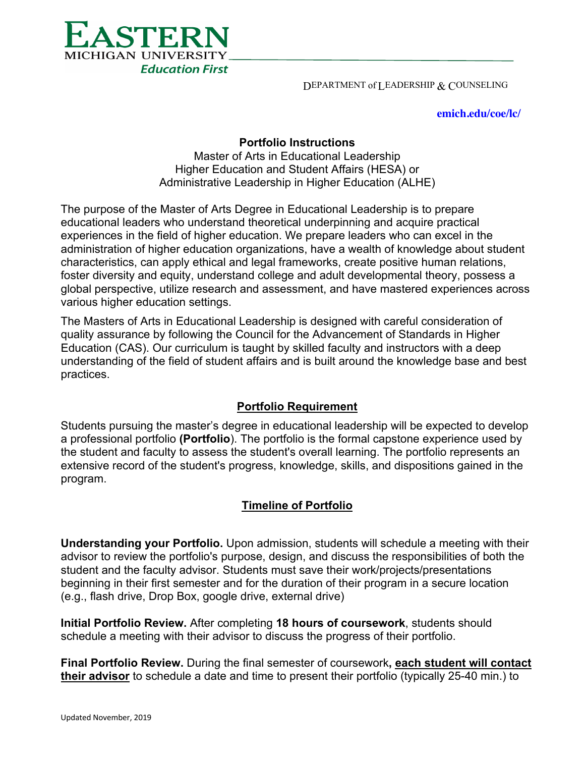EASTERN MICHIGAN UNIVERSITY
*Education First*

DEPARTMENT of LEADERSHIP & COUNSELING

**emich.edu/coe/lc/**

# Portfolio Instructions

Master of Arts in Educational Leadership
Higher Education and Student Affairs (HESA) or
Administrative Leadership in Higher Education (ALHE)

The purpose of the Master of Arts Degree in Educational Leadership is to prepare educational leaders who understand theoretical underpinning and acquire practical experiences in the field of higher education. We prepare leaders who can excel in the administration of higher education organizations, have a wealth of knowledge about student characteristics, can apply ethical and legal frameworks, create positive human relations, foster diversity and equity, understand college and adult developmental theory, possess a global perspective, utilize research and assessment, and have mastered experiences across various higher education settings.

The Masters of Arts in Educational Leadership is designed with careful consideration of quality assurance by following the Council for the Advancement of Standards in Higher Education (CAS). Our curriculum is taught by skilled faculty and instructors with a deep understanding of the field of student affairs and is built around the knowledge base and best practices.

## Portfolio Requirement

Students pursuing the master's degree in educational leadership will be expected to develop a professional portfolio **(Portfolio**). The portfolio is the formal capstone experience used by the student and faculty to assess the student's overall learning. The portfolio represents an extensive record of the student's progress, knowledge, skills, and dispositions gained in the program.

## Timeline of Portfolio

**Understanding your Portfolio.** Upon admission, students will schedule a meeting with their advisor to review the portfolio's purpose, design, and discuss the responsibilities of both the student and the faculty advisor. Students must save their work/projects/presentations beginning in their first semester and for the duration of their program in a secure location (e.g., flash drive, Drop Box, google drive, external drive)

**Initial Portfolio Review.** After completing **18 hours of coursework**, students should schedule a meeting with their advisor to discuss the progress of their portfolio.

**Final Portfolio Review.** During the final semester of coursework**, each student will contact their advisor** to schedule a date and time to present their portfolio (typically 25-40 min.) to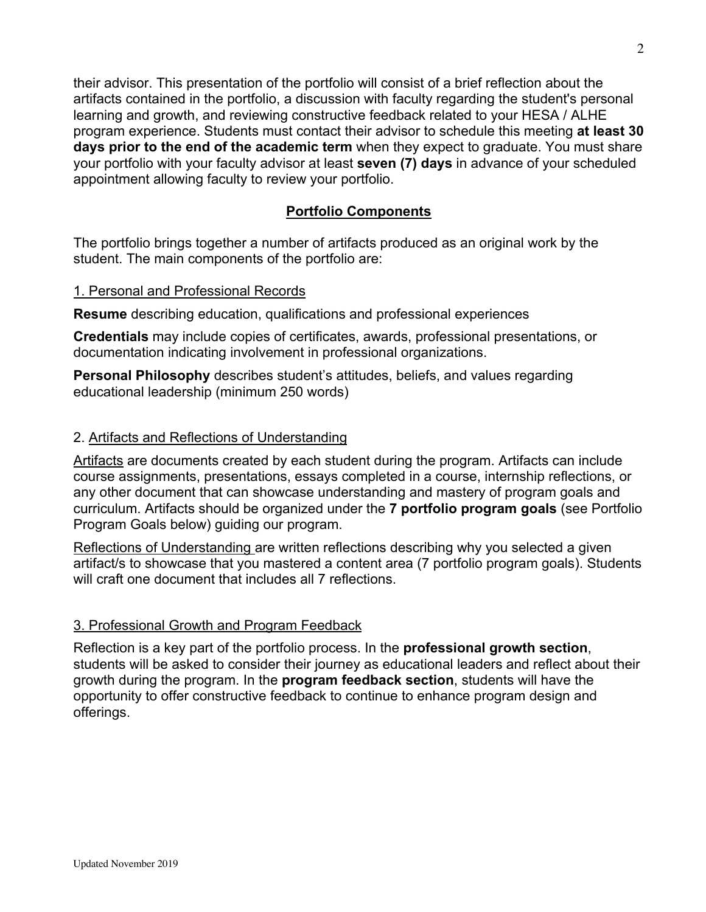their advisor. This presentation of the portfolio will consist of a brief reflection about the artifacts contained in the portfolio, a discussion with faculty regarding the student's personal learning and growth, and reviewing constructive feedback related to your HESA / ALHE program experience. Students must contact their advisor to schedule this meeting **at least 30 days prior to the end of the academic term** when they expect to graduate. You must share your portfolio with your faculty advisor at least **seven (7) days** in advance of your scheduled appointment allowing faculty to review your portfolio.

## Portfolio Components

The portfolio brings together a number of artifacts produced as an original work by the student. The main components of the portfolio are:

### 1. Personal and Professional Records

**Resume** describing education, qualifications and professional experiences

**Credentials** may include copies of certificates, awards, professional presentations, or documentation indicating involvement in professional organizations.

**Personal Philosophy** describes student's attitudes, beliefs, and values regarding educational leadership (minimum 250 words)

### 2. Artifacts and Reflections of Understanding

Artifacts are documents created by each student during the program. Artifacts can include course assignments, presentations, essays completed in a course, internship reflections, or any other document that can showcase understanding and mastery of program goals and curriculum. Artifacts should be organized under the **7 portfolio program goals** (see Portfolio Program Goals below) guiding our program.

Reflections of Understanding are written reflections describing why you selected a given artifact/s to showcase that you mastered a content area (7 portfolio program goals). Students will craft one document that includes all 7 reflections.

### 3. Professional Growth and Program Feedback

Reflection is a key part of the portfolio process. In the **professional growth section**, students will be asked to consider their journey as educational leaders and reflect about their growth during the program. In the **program feedback section**, students will have the opportunity to offer constructive feedback to continue to enhance program design and offerings.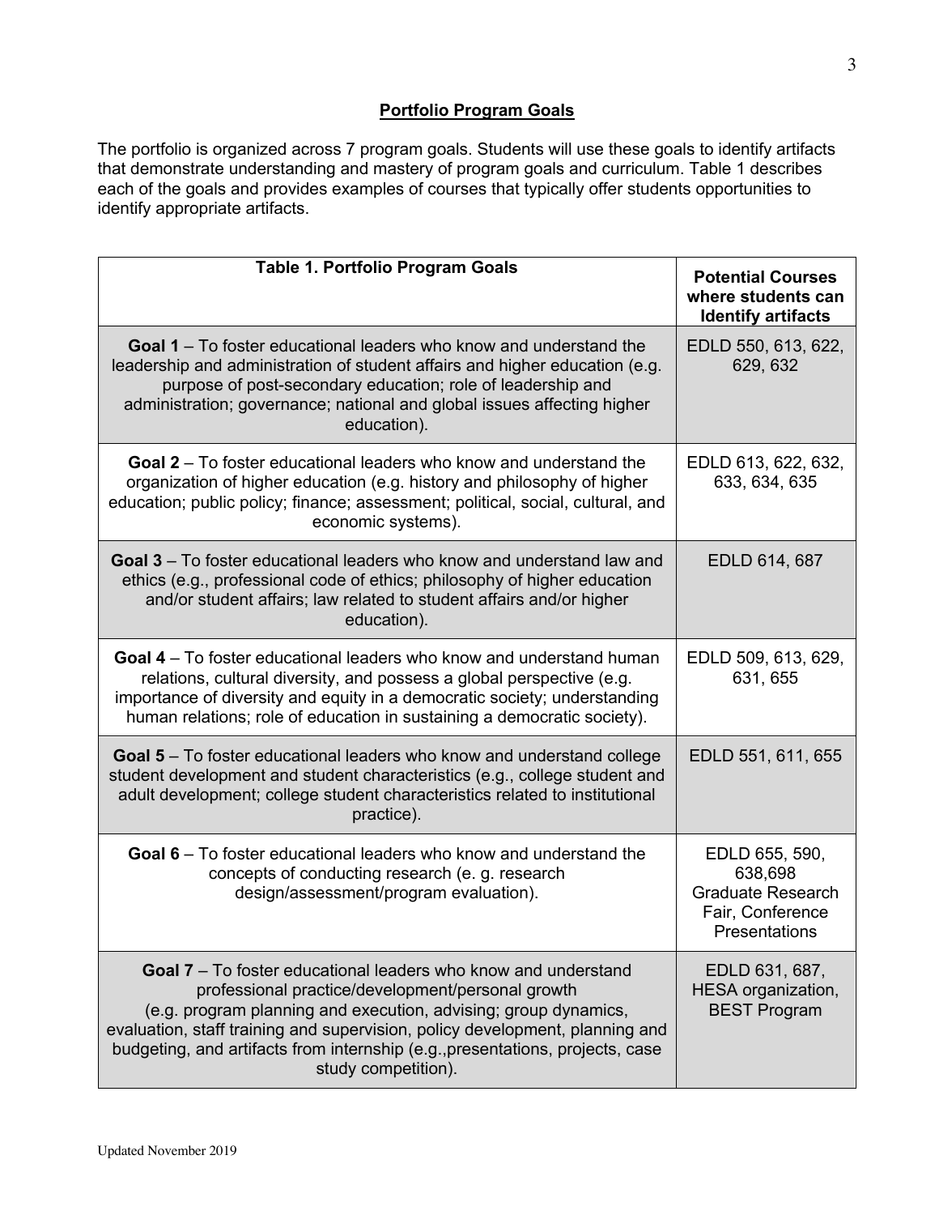## Portfolio Program Goals

The portfolio is organized across 7 program goals. Students will use these goals to identify artifacts that demonstrate understanding and mastery of program goals and curriculum. Table 1 describes each of the goals and provides examples of courses that typically offer students opportunities to identify appropriate artifacts.

| Table 1. Portfolio Program Goals | Potential Courses where students can Identify artifacts |
|---|---|
| **Goal 1** – To foster educational leaders who know and understand the leadership and administration of student affairs and higher education (e.g. purpose of post-secondary education; role of leadership and administration; governance; national and global issues affecting higher education). | EDLD 550, 613, 622, 629, 632 |
| **Goal 2** – To foster educational leaders who know and understand the organization of higher education (e.g. history and philosophy of higher education; public policy; finance; assessment; political, social, cultural, and economic systems). | EDLD 613, 622, 632, 633, 634, 635 |
| **Goal 3** – To foster educational leaders who know and understand law and ethics (e.g., professional code of ethics; philosophy of higher education and/or student affairs; law related to student affairs and/or higher education). | EDLD 614, 687 |
| **Goal 4** – To foster educational leaders who know and understand human relations, cultural diversity, and possess a global perspective (e.g. importance of diversity and equity in a democratic society; understanding human relations; role of education in sustaining a democratic society). | EDLD 509, 613, 629, 631, 655 |
| **Goal 5** – To foster educational leaders who know and understand college student development and student characteristics (e.g., college student and adult development; college student characteristics related to institutional practice). | EDLD 551, 611, 655 |
| **Goal 6** – To foster educational leaders who know and understand the concepts of conducting research (e. g. research design/assessment/program evaluation). | EDLD 655, 590, 638,698 Graduate Research Fair, Conference Presentations |
| **Goal 7** – To foster educational leaders who know and understand professional practice/development/personal growth (e.g. program planning and execution, advising; group dynamics, evaluation, staff training and supervision, policy development, planning and budgeting, and artifacts from internship (e.g.,presentations, projects, case study competition). | EDLD 631, 687, HESA organization, BEST Program |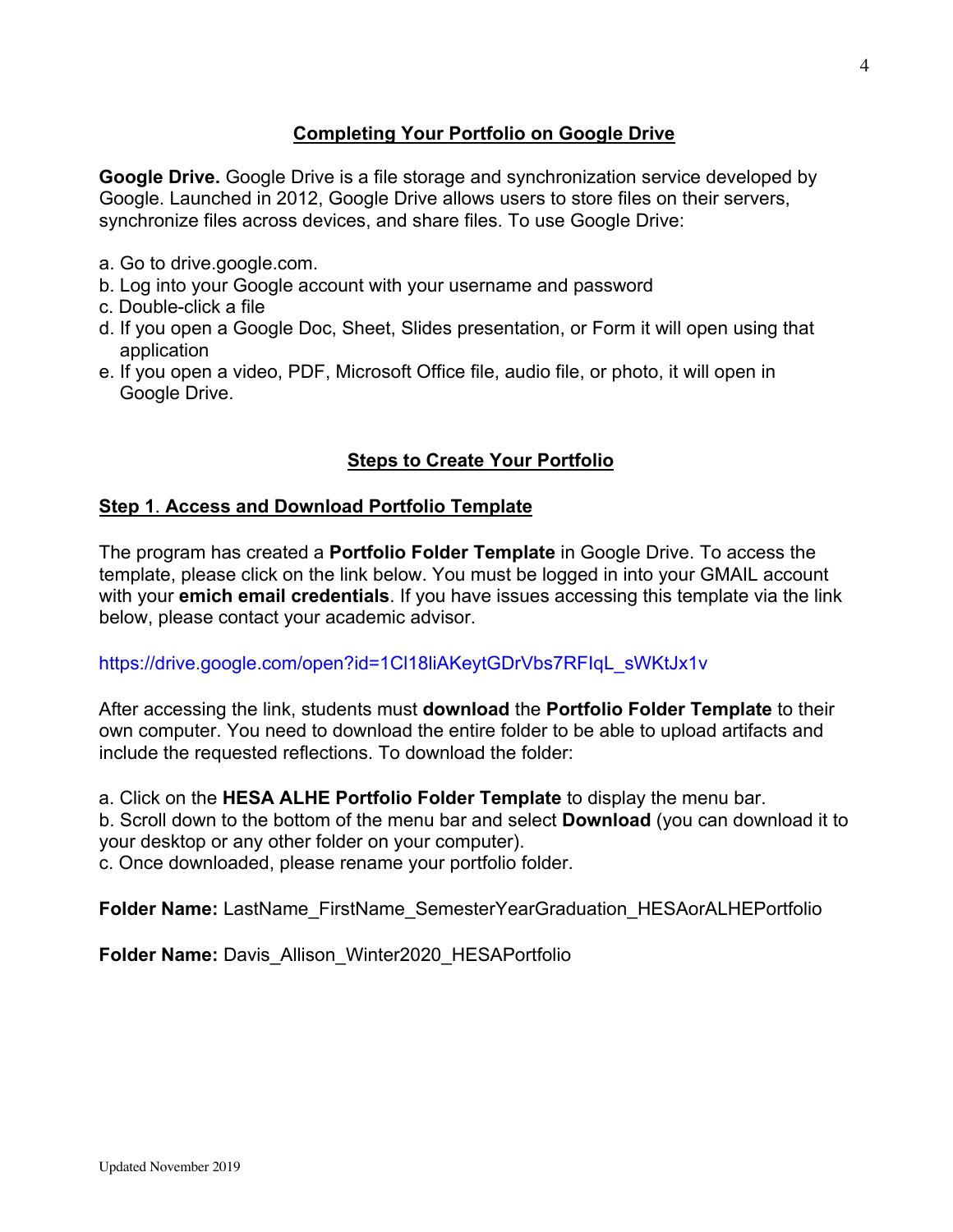## Completing Your Portfolio on Google Drive

**Google Drive.** Google Drive is a file storage and synchronization service developed by Google. Launched in 2012, Google Drive allows users to store files on their servers, synchronize files across devices, and share files. To use Google Drive:

a. Go to drive.google.com.
b. Log into your Google account with your username and password
c. Double-click a file
d. If you open a Google Doc, Sheet, Slides presentation, or Form it will open using that application
e. If you open a video, PDF, Microsoft Office file, audio file, or photo, it will open in Google Drive.

## Steps to Create Your Portfolio

### Step 1. Access and Download Portfolio Template

The program has created a **Portfolio Folder Template** in Google Drive. To access the template, please click on the link below. You must be logged in into your GMAIL account with your **emich email credentials**. If you have issues accessing this template via the link below, please contact your academic advisor.

https://drive.google.com/open?id=1Cl18liAKeytGDrVbs7RFIqL_sWKtJx1v

After accessing the link, students must **download** the **Portfolio Folder Template** to their own computer. You need to download the entire folder to be able to upload artifacts and include the requested reflections. To download the folder:

a. Click on the **HESA ALHE Portfolio Folder Template** to display the menu bar.
b. Scroll down to the bottom of the menu bar and select **Download** (you can download it to your desktop or any other folder on your computer).
c. Once downloaded, please rename your portfolio folder.

**Folder Name:** LastName_FirstName_SemesterYearGraduation_HESAorALHEPortfolio

**Folder Name:** Davis_Allison_Winter2020_HESAPortfolio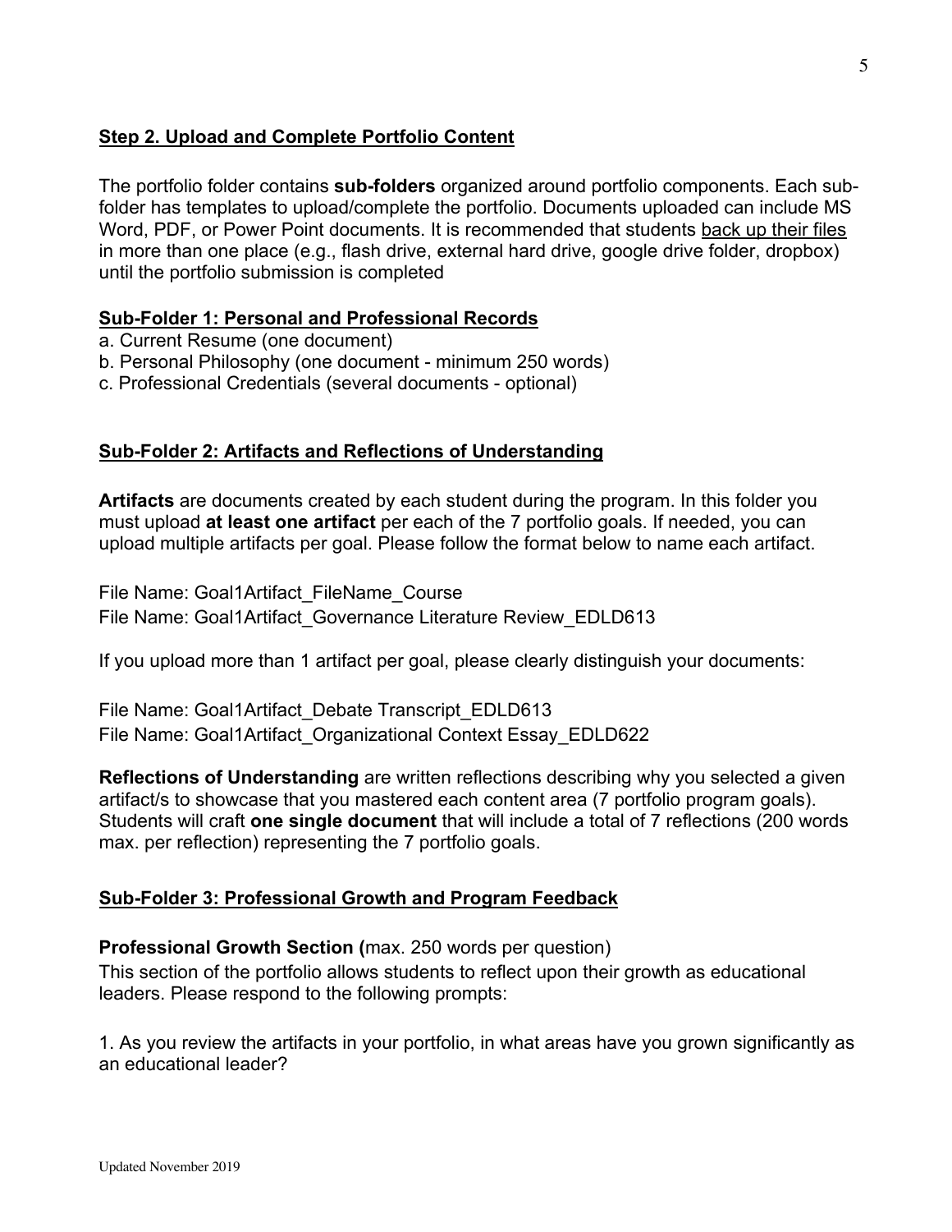## Step 2. Upload and Complete Portfolio Content

The portfolio folder contains **sub-folders** organized around portfolio components. Each sub-folder has templates to upload/complete the portfolio. Documents uploaded can include MS Word, PDF, or Power Point documents. It is recommended that students back up their files in more than one place (e.g., flash drive, external hard drive, google drive folder, dropbox) until the portfolio submission is completed

### Sub-Folder 1: Personal and Professional Records

a. Current Resume (one document)
b. Personal Philosophy (one document - minimum 250 words)
c. Professional Credentials (several documents - optional)

### Sub-Folder 2: Artifacts and Reflections of Understanding

**Artifacts** are documents created by each student during the program. In this folder you must upload **at least one artifact** per each of the 7 portfolio goals. If needed, you can upload multiple artifacts per goal. Please follow the format below to name each artifact.

File Name: Goal1Artifact_FileName_Course
File Name: Goal1Artifact_Governance Literature Review_EDLD613

If you upload more than 1 artifact per goal, please clearly distinguish your documents:

File Name: Goal1Artifact_Debate Transcript_EDLD613
File Name: Goal1Artifact_Organizational Context Essay_EDLD622

**Reflections of Understanding** are written reflections describing why you selected a given artifact/s to showcase that you mastered each content area (7 portfolio program goals). Students will craft **one single document** that will include a total of 7 reflections (200 words max. per reflection) representing the 7 portfolio goals.

### Sub-Folder 3: Professional Growth and Program Feedback

**Professional Growth Section (**max. 250 words per question)
This section of the portfolio allows students to reflect upon their growth as educational leaders. Please respond to the following prompts:

1. As you review the artifacts in your portfolio, in what areas have you grown significantly as an educational leader?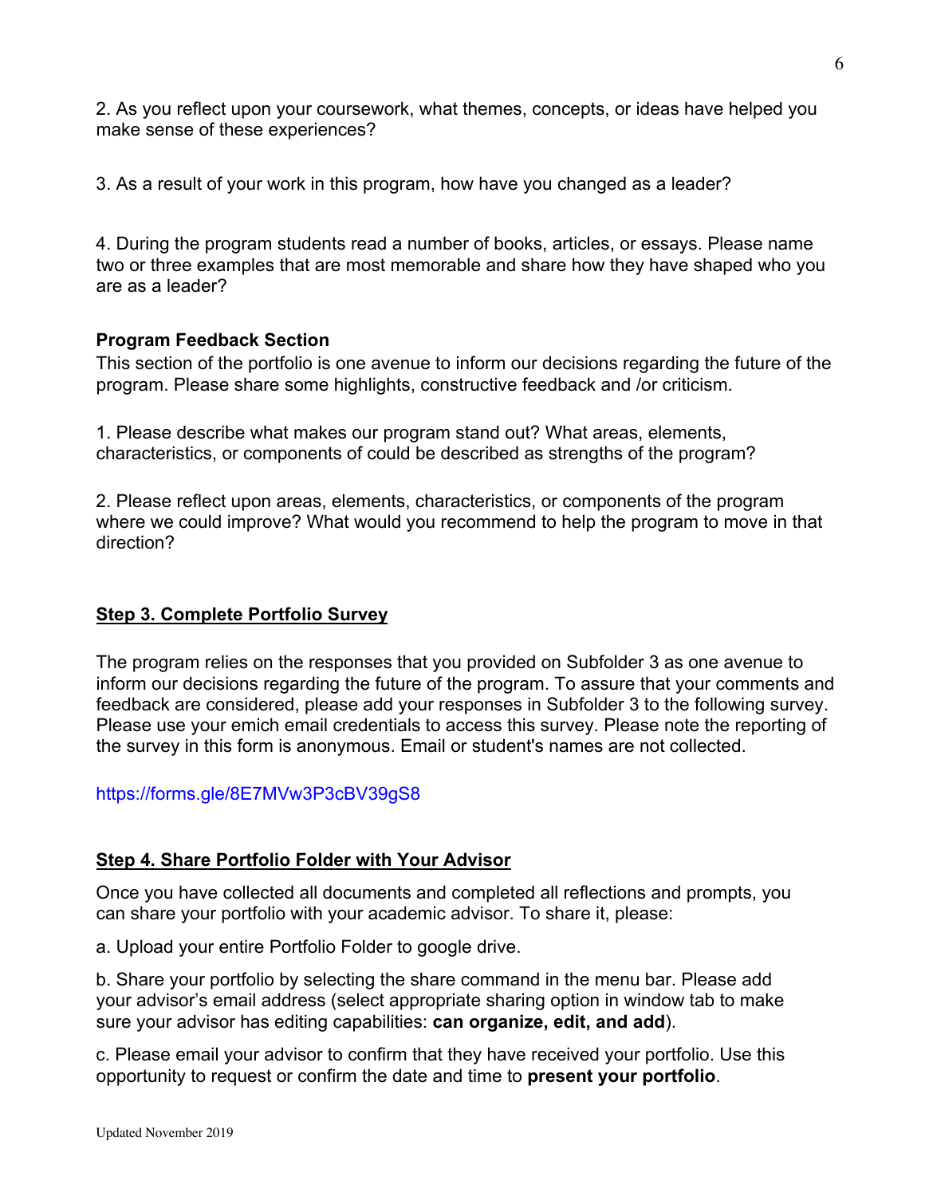2. As you reflect upon your coursework, what themes, concepts, or ideas have helped you make sense of these experiences?

3. As a result of your work in this program, how have you changed as a leader?

4. During the program students read a number of books, articles, or essays. Please name two or three examples that are most memorable and share how they have shaped who you are as a leader?

**Program Feedback Section**

This section of the portfolio is one avenue to inform our decisions regarding the future of the program. Please share some highlights, constructive feedback and /or criticism.

1. Please describe what makes our program stand out? What areas, elements, characteristics, or components of could be described as strengths of the program?

2. Please reflect upon areas, elements, characteristics, or components of the program where we could improve? What would you recommend to help the program to move in that direction?

## Step 3. Complete Portfolio Survey

The program relies on the responses that you provided on Subfolder 3 as one avenue to inform our decisions regarding the future of the program. To assure that your comments and feedback are considered, please add your responses in Subfolder 3 to the following survey. Please use your emich email credentials to access this survey. Please note the reporting of the survey in this form is anonymous. Email or student's names are not collected.

https://forms.gle/8E7MVw3P3cBV39gS8

## Step 4. Share Portfolio Folder with Your Advisor

Once you have collected all documents and completed all reflections and prompts, you can share your portfolio with your academic advisor. To share it, please:

a. Upload your entire Portfolio Folder to google drive.

b. Share your portfolio by selecting the share command in the menu bar. Please add your advisor's email address (select appropriate sharing option in window tab to make sure your advisor has editing capabilities: **can organize, edit, and add**).

c. Please email your advisor to confirm that they have received your portfolio. Use this opportunity to request or confirm the date and time to **present your portfolio**.

Updated November 2019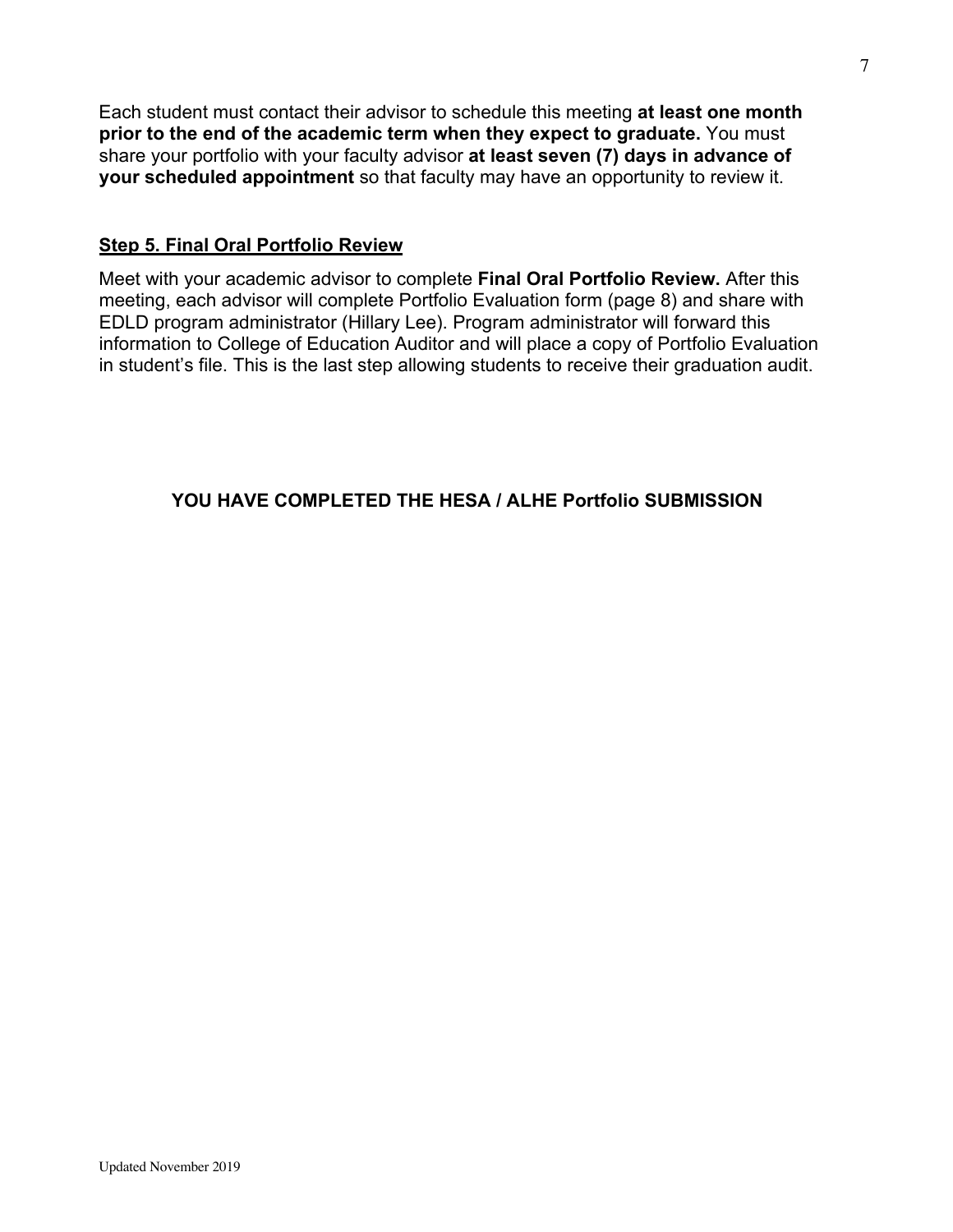Each student must contact their advisor to schedule this meeting **at least one month prior to the end of the academic term when they expect to graduate.** You must share your portfolio with your faculty advisor **at least seven (7) days in advance of your scheduled appointment** so that faculty may have an opportunity to review it.

## Step 5. Final Oral Portfolio Review

Meet with your academic advisor to complete **Final Oral Portfolio Review.** After this meeting, each advisor will complete Portfolio Evaluation form (page 8) and share with EDLD program administrator (Hillary Lee). Program administrator will forward this information to College of Education Auditor and will place a copy of Portfolio Evaluation in student's file. This is the last step allowing students to receive their graduation audit.

**YOU HAVE COMPLETED THE HESA / ALHE Portfolio SUBMISSION**

Updated November 2019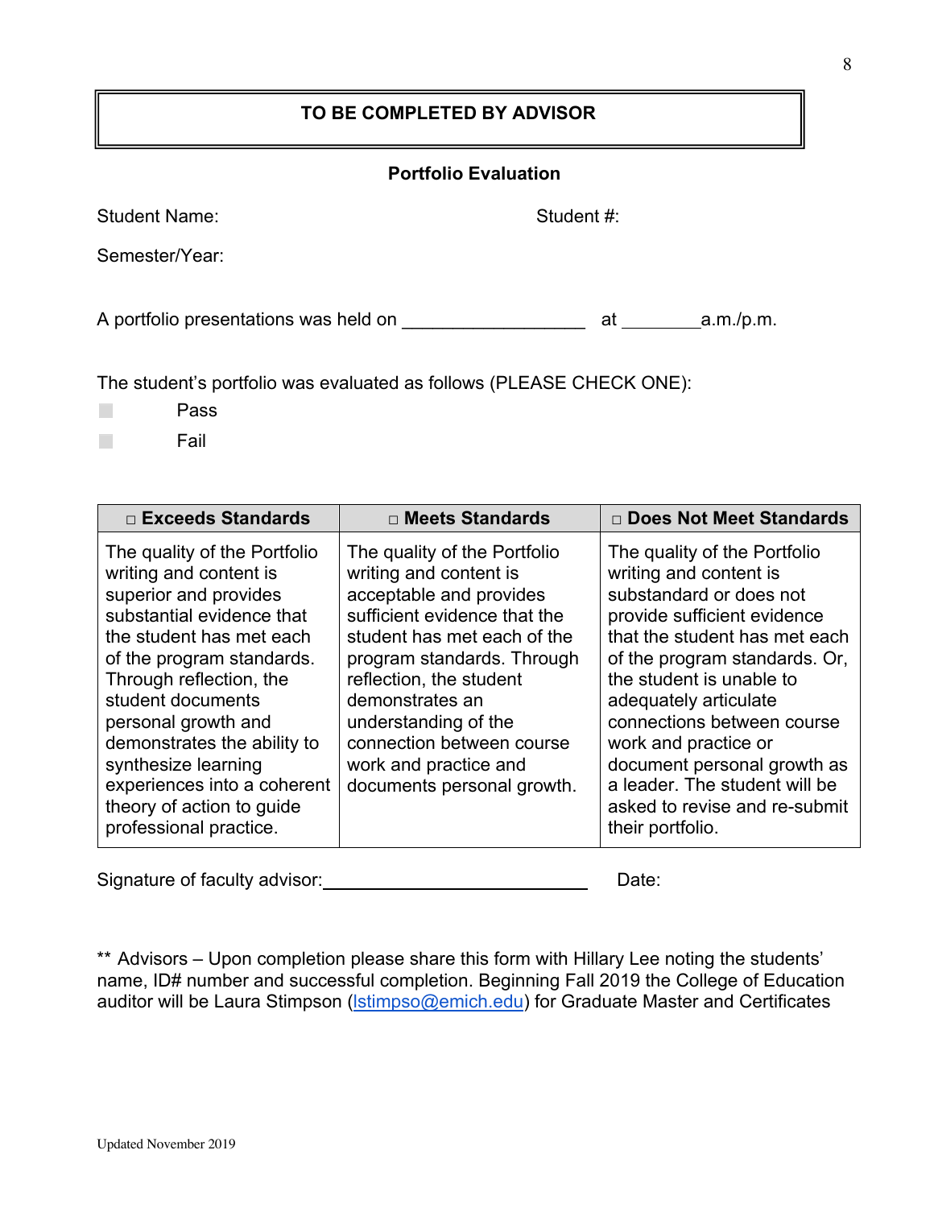**TO BE COMPLETED BY ADVISOR**

**Portfolio Evaluation**

Student Name: Student #:

Semester/Year:

A portfolio presentations was held on __________________ at ________a.m./p.m.

The student's portfolio was evaluated as follows (PLEASE CHECK ONE):

- ☐ Pass
- ☐ Fail

| □ Exceeds Standards | □ Meets Standards | □ Does Not Meet Standards |
|---|---|---|
| The quality of the Portfolio writing and content is superior and provides substantial evidence that the student has met each of the program standards. Through reflection, the student documents personal growth and demonstrates the ability to synthesize learning experiences into a coherent theory of action to guide professional practice. | The quality of the Portfolio writing and content is acceptable and provides sufficient evidence that the student has met each of the program standards. Through reflection, the student demonstrates an understanding of the connection between course work and practice and documents personal growth. | The quality of the Portfolio writing and content is substandard or does not provide sufficient evidence that the student has met each of the program standards. Or, the student is unable to adequately articulate connections between course work and practice or document personal growth as a leader. The student will be asked to revise and re-submit their portfolio. |

Signature of faculty advisor:____________________________ Date:

** Advisors – Upon completion please share this form with Hillary Lee noting the students' name, ID# number and successful completion. Beginning Fall 2019 the College of Education auditor will be Laura Stimpson (lstimpso@emich.edu) for Graduate Master and Certificates

Updated November 2019